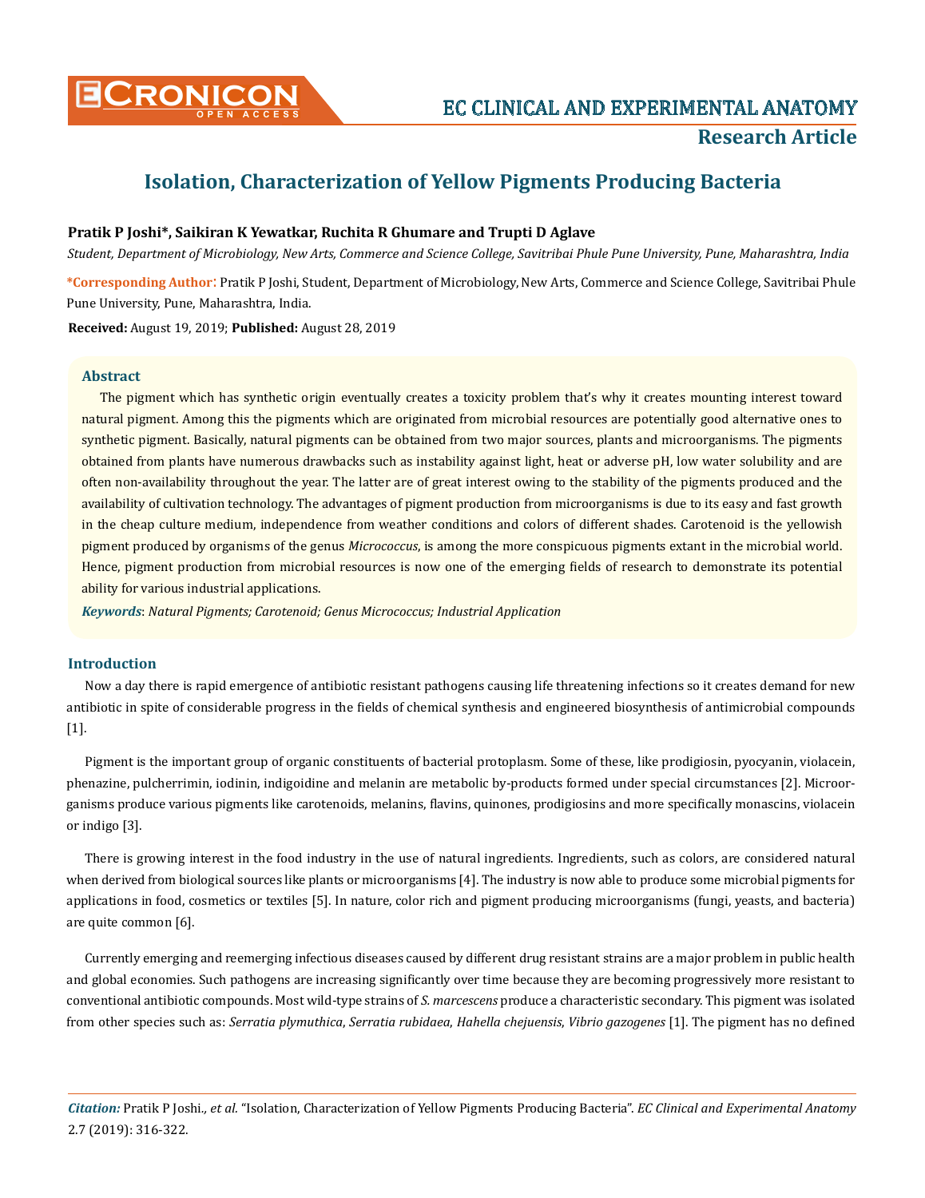# Isolation, Characterization of Yellow Pigments Producing Bacteria

**Pratik P Joshi\*, Saikiran K Yewatkar, Ruchita R Ghumare and Trupti D Aglave**

*Student, Department of Microbiology, New Arts, Commerce and Science College, Savitribai Phule Pune University, Pune, Maharashtra, India*

**\*Corresponding Author:** Pratik P Joshi, Student, Department of Microbiology, New Arts, Commerce and Science College, Savitribai Phule Pune University, Pune, Maharashtra, India.

**Received:** August 19, 2019; **Published:** August 28, 2019

## Abstract

The pigment which has synthetic origin eventually creates a toxicity problem that's why it creates mounting interest toward natural pigment. Among this the pigments which are originated from microbial resources are potentially good alternative ones to synthetic pigment. Basically, natural pigments can be obtained from two major sources, plants and microorganisms. The pigments obtained from plants have numerous drawbacks such as instability against light, heat or adverse pH, low water solubility and are often non-availability throughout the year. The latter are of great interest owing to the stability of the pigments produced and the availability of cultivation technology. The advantages of pigment production from microorganisms is due to its easy and fast growth in the cheap culture medium, independence from weather conditions and colors of different shades. Carotenoid is the yellowish pigment produced by organisms of the genus *Micrococcus*, is among the more conspicuous pigments extant in the microbial world. Hence, pigment production from microbial resources is now one of the emerging fields of research to demonstrate its potential ability for various industrial applications.

***Keywords***: *Natural Pigments; Carotenoid; Genus Micrococcus; Industrial Application*

## Introduction

Now a day there is rapid emergence of antibiotic resistant pathogens causing life threatening infections so it creates demand for new antibiotic in spite of considerable progress in the fields of chemical synthesis and engineered biosynthesis of antimicrobial compounds [1].

Pigment is the important group of organic constituents of bacterial protoplasm. Some of these, like prodigiosin, pyocyanin, violacein, phenazine, pulcherrimin, iodinin, indigoidine and melanin are metabolic by-products formed under special circumstances [2]. Microorganisms produce various pigments like carotenoids, melanins, flavins, quinones, prodigiosins and more specifically monascins, violacein or indigo [3].

There is growing interest in the food industry in the use of natural ingredients. Ingredients, such as colors, are considered natural when derived from biological sources like plants or microorganisms [4]. The industry is now able to produce some microbial pigments for applications in food, cosmetics or textiles [5]. In nature, color rich and pigment producing microorganisms (fungi, yeasts, and bacteria) are quite common [6].

Currently emerging and reemerging infectious diseases caused by different drug resistant strains are a major problem in public health and global economies. Such pathogens are increasing significantly over time because they are becoming progressively more resistant to conventional antibiotic compounds. Most wild-type strains of *S. marcescens* produce a characteristic secondary. This pigment was isolated from other species such as: *Serratia plymuthica*, *Serratia rubidaea*, *Hahella chejuensis*, *Vibrio gazogenes* [1]. The pigment has no defined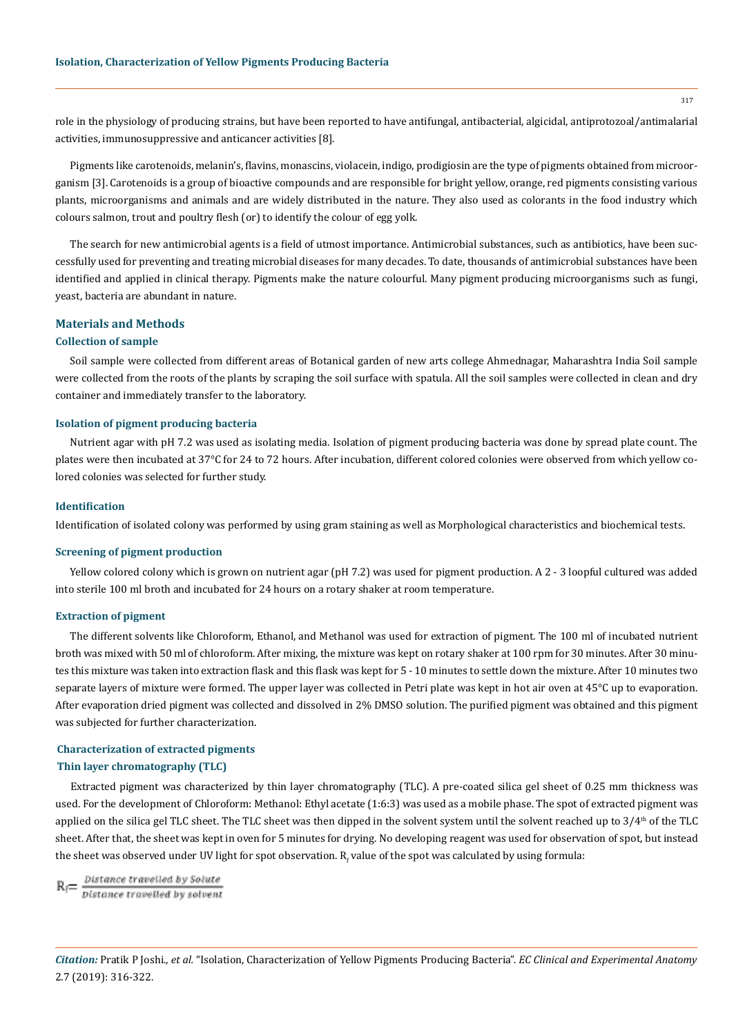role in the physiology of producing strains, but have been reported to have antifungal, antibacterial, algicidal, antiprotozoal/antimalarial activities, immunosuppressive and anticancer activities [8].

Pigments like carotenoids, melanin's, flavins, monascins, violacein, indigo, prodigiosin are the type of pigments obtained from microorganism [3]. Carotenoids is a group of bioactive compounds and are responsible for bright yellow, orange, red pigments consisting various plants, microorganisms and animals and are widely distributed in the nature. They also used as colorants in the food industry which colours salmon, trout and poultry flesh (or) to identify the colour of egg yolk.

The search for new antimicrobial agents is a field of utmost importance. Antimicrobial substances, such as antibiotics, have been successfully used for preventing and treating microbial diseases for many decades. To date, thousands of antimicrobial substances have been identified and applied in clinical therapy. Pigments make the nature colourful. Many pigment producing microorganisms such as fungi, yeast, bacteria are abundant in nature.

## Materials and Methods

### Collection of sample

Soil sample were collected from different areas of Botanical garden of new arts college Ahmednagar, Maharashtra India Soil sample were collected from the roots of the plants by scraping the soil surface with spatula. All the soil samples were collected in clean and dry container and immediately transfer to the laboratory.

### Isolation of pigment producing bacteria

Nutrient agar with pH 7.2 was used as isolating media. Isolation of pigment producing bacteria was done by spread plate count. The plates were then incubated at 37°C for 24 to 72 hours. After incubation, different colored colonies were observed from which yellow colored colonies was selected for further study.

### Identification

Identification of isolated colony was performed by using gram staining as well as Morphological characteristics and biochemical tests.

### Screening of pigment production

Yellow colored colony which is grown on nutrient agar (pH 7.2) was used for pigment production. A 2 - 3 loopful cultured was added into sterile 100 ml broth and incubated for 24 hours on a rotary shaker at room temperature.

### Extraction of pigment

The different solvents like Chloroform, Ethanol, and Methanol was used for extraction of pigment. The 100 ml of incubated nutrient broth was mixed with 50 ml of chloroform. After mixing, the mixture was kept on rotary shaker at 100 rpm for 30 minutes. After 30 minutes this mixture was taken into extraction flask and this flask was kept for 5 - 10 minutes to settle down the mixture. After 10 minutes two separate layers of mixture were formed. The upper layer was collected in Petri plate was kept in hot air oven at 45°C up to evaporation. After evaporation dried pigment was collected and dissolved in 2% DMSO solution. The purified pigment was obtained and this pigment was subjected for further characterization.

### Characterization of extracted pigments

### Thin layer chromatography (TLC)

Extracted pigment was characterized by thin layer chromatography (TLC). A pre-coated silica gel sheet of 0.25 mm thickness was used. For the development of Chloroform: Methanol: Ethyl acetate (1:6:3) was used as a mobile phase. The spot of extracted pigment was applied on the silica gel TLC sheet. The TLC sheet was then dipped in the solvent system until the solvent reached up to 3/4th of the TLC sheet. After that, the sheet was kept in oven for 5 minutes for drying. No developing reagent was used for observation of spot, but instead the sheet was observed under UV light for spot observation. $R_f$ value of the spot was calculated by using formula:

$$R_f = \frac{\text{Distance travelled by Solute}}{\text{Distance travelled by solvent}}$$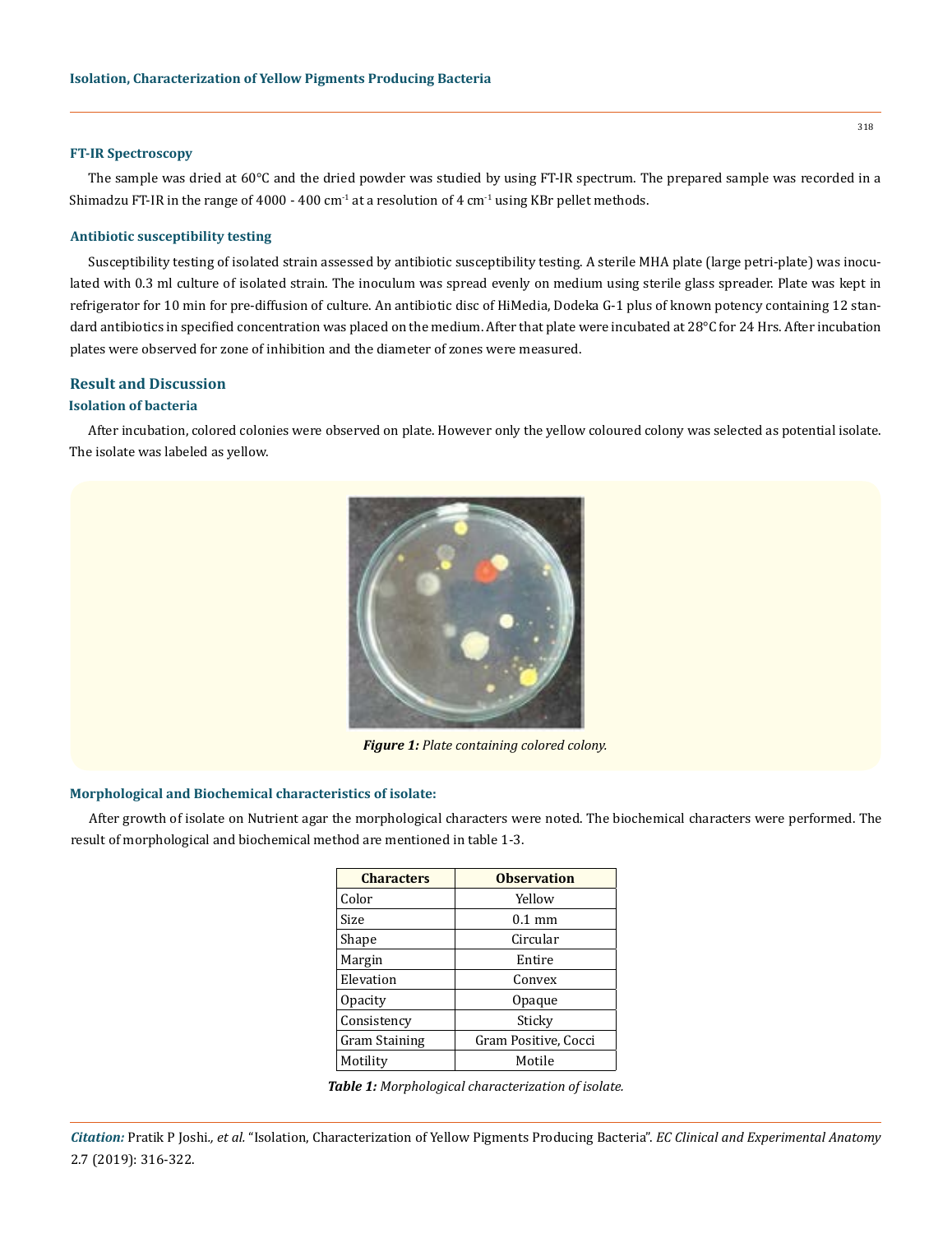### FT-IR Spectroscopy

The sample was dried at 60°C and the dried powder was studied by using FT-IR spectrum. The prepared sample was recorded in a Shimadzu FT-IR in the range of 4000 - 400 $cm^{-1}$ at a resolution of 4 $cm^{-1}$ using KBr pellet methods.

### Antibiotic susceptibility testing

Susceptibility testing of isolated strain assessed by antibiotic susceptibility testing. A sterile MHA plate (large petri-plate) was inoculated with 0.3 ml culture of isolated strain. The inoculum was spread evenly on medium using sterile glass spreader. Plate was kept in refrigerator for 10 min for pre-diffusion of culture. An antibiotic disc of HiMedia, Dodeka G-1 plus of known potency containing 12 standard antibiotics in specified concentration was placed on the medium. After that plate were incubated at 28°C for 24 Hrs. After incubation plates were observed for zone of inhibition and the diameter of zones were measured.

## Result and Discussion

### Isolation of bacteria

After incubation, colored colonies were observed on plate. However only the yellow coloured colony was selected as potential isolate. The isolate was labeled as yellow.

***Figure 1:*** *Plate containing colored colony.*

### Morphological and Biochemical characteristics of isolate:

After growth of isolate on Nutrient agar the morphological characters were noted. The biochemical characters were performed. The result of morphological and biochemical method are mentioned in table 1-3.

| Characters | Observation |
|---|---|
| Color | Yellow |
| Size | 0.1 mm |
| Shape | Circular |
| Margin | Entire |
| Elevation | Convex |
| Opacity | Opaque |
| Consistency | Sticky |
| Gram Staining | Gram Positive, Cocci |
| Motility | Motile |

***Table 1:*** *Morphological characterization of isolate.*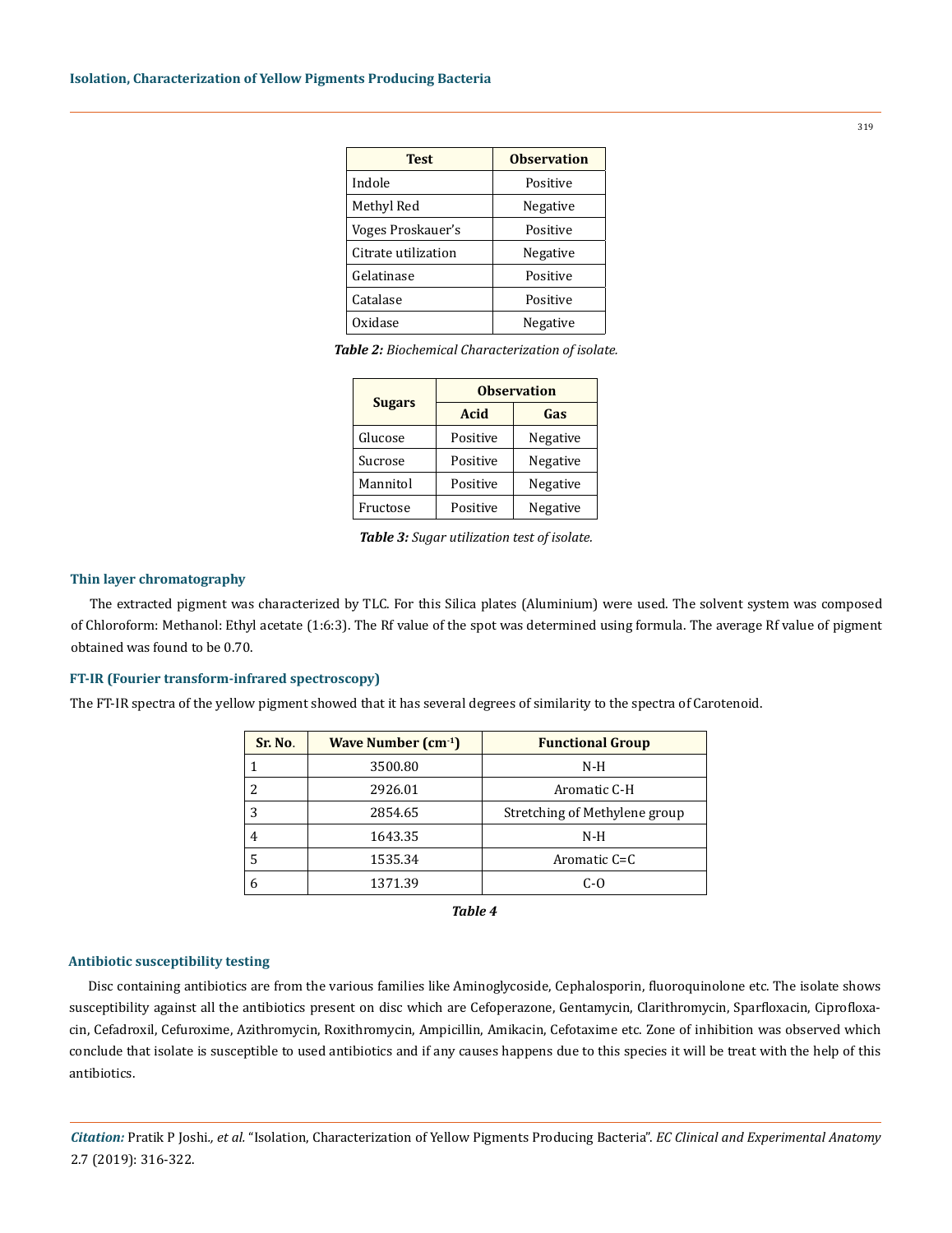| Test | Observation |
|---|---|
| Indole | Positive |
| Methyl Red | Negative |
| Voges Proskauer's | Positive |
| Citrate utilization | Negative |
| Gelatinase | Positive |
| Catalase | Positive |
| Oxidase | Negative |

***Table 2:*** *Biochemical Characterization of isolate.*

| Sugars | Observation | |
|---|---|---|
| | Acid | Gas |
| Glucose | Positive | Negative |
| Sucrose | Positive | Negative |
| Mannitol | Positive | Negative |
| Fructose | Positive | Negative |

***Table 3:*** *Sugar utilization test of isolate.*

### Thin layer chromatography

The extracted pigment was characterized by TLC. For this Silica plates (Aluminium) were used. The solvent system was composed of Chloroform: Methanol: Ethyl acetate (1:6:3). The Rf value of the spot was determined using formula. The average Rf value of pigment obtained was found to be 0.70.

### FT-IR (Fourier transform-infrared spectroscopy)

The FT-IR spectra of the yellow pigment showed that it has several degrees of similarity to the spectra of Carotenoid.

| Sr. No. | Wave Number ($cm^{-1}$) | Functional Group |
|---|---|---|
| 1 | 3500.80 | N-H |
| 2 | 2926.01 | Aromatic C-H |
| 3 | 2854.65 | Stretching of Methylene group |
| 4 | 1643.35 | N-H |
| 5 | 1535.34 | Aromatic C=C |
| 6 | 1371.39 | C-O |

***Table 4***

### Antibiotic susceptibility testing

Disc containing antibiotics are from the various families like Aminoglycoside, Cephalosporin, fluoroquinolone etc. The isolate shows susceptibility against all the antibiotics present on disc which are Cefoperazone, Gentamycin, Clarithromycin, Sparfloxacin, Ciprofloxacin, Cefadroxil, Cefuroxime, Azithromycin, Roxithromycin, Ampicillin, Amikacin, Cefotaxime etc. Zone of inhibition was observed which conclude that isolate is susceptible to used antibiotics and if any causes happens due to this species it will be treat with the help of this antibiotics.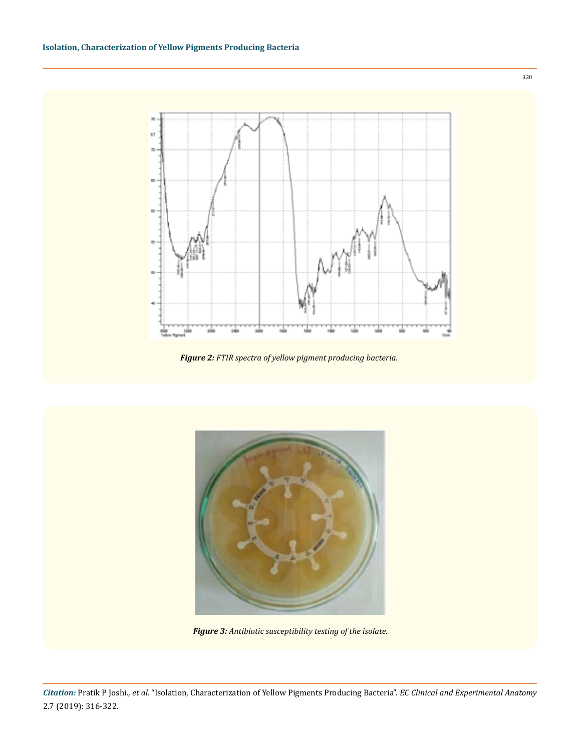*Figure 2: FTIR spectra of yellow pigment producing bacteria.*

*Figure 3: Antibiotic susceptibility testing of the isolate.*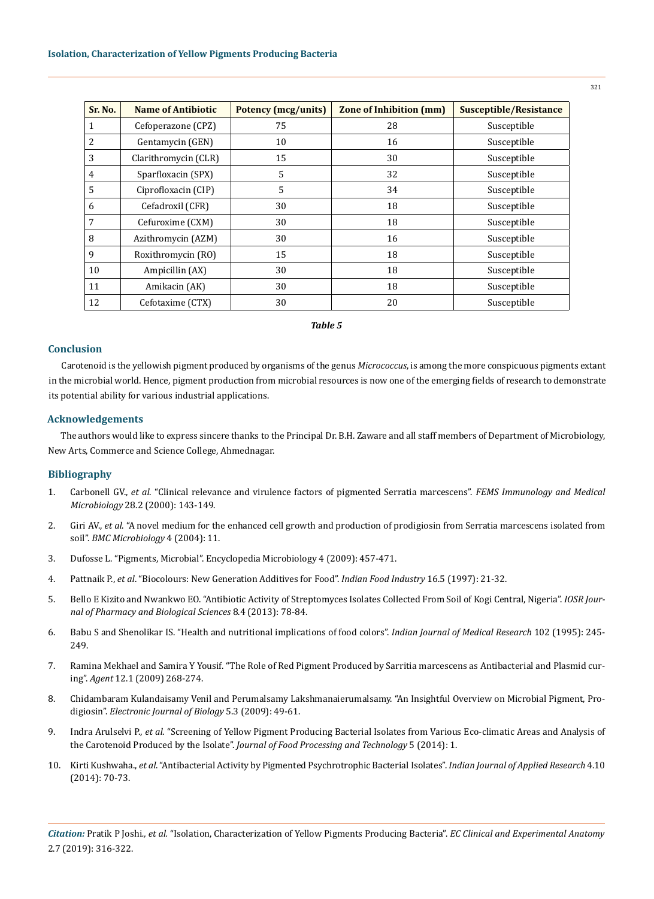| Sr. No. | Name of Antibiotic | Potency (mcg/units) | Zone of Inhibition (mm) | Susceptible/Resistance |
|---|---|---|---|---|
| 1 | Cefoperazone (CPZ) | 75 | 28 | Susceptible |
| 2 | Gentamycin (GEN) | 10 | 16 | Susceptible |
| 3 | Clarithromycin (CLR) | 15 | 30 | Susceptible |
| 4 | Sparfloxacin (SPX) | 5 | 32 | Susceptible |
| 5 | Ciprofloxacin (CIP) | 5 | 34 | Susceptible |
| 6 | Cefadroxil (CFR) | 30 | 18 | Susceptible |
| 7 | Cefuroxime (CXM) | 30 | 18 | Susceptible |
| 8 | Azithromycin (AZM) | 30 | 16 | Susceptible |
| 9 | Roxithromycin (RO) | 15 | 18 | Susceptible |
| 10 | Ampicillin (AX) | 30 | 18 | Susceptible |
| 11 | Amikacin (AK) | 30 | 18 | Susceptible |
| 12 | Cefotaxime (CTX) | 30 | 20 | Susceptible |

***Table 5***

## Conclusion

Carotenoid is the yellowish pigment produced by organisms of the genus *Micrococcus*, is among the more conspicuous pigments extant in the microbial world. Hence, pigment production from microbial resources is now one of the emerging fields of research to demonstrate its potential ability for various industrial applications.

## Acknowledgements

The authors would like to express sincere thanks to the Principal Dr. B.H. Zaware and all staff members of Department of Microbiology, New Arts, Commerce and Science College, Ahmednagar.

## Bibliography

1. Carbonell GV., *et al*. "Clinical relevance and virulence factors of pigmented Serratia marcescens". *FEMS Immunology and Medical Microbiology* 28.2 (2000): 143-149.
2. Giri AV., *et al*. "A novel medium for the enhanced cell growth and production of prodigiosin from Serratia marcescens isolated from soil". *BMC Microbiology* 4 (2004): 11.
3. Dufosse L. "Pigments, Microbial". Encyclopedia Microbiology 4 (2009): 457-471.
4. Pattnaik P., *et al*. "Biocolours: New Generation Additives for Food". *Indian Food Industry* 16.5 (1997): 21-32.
5. Bello E Kizito and Nwankwo EO. "Antibiotic Activity of Streptomyces Isolates Collected From Soil of Kogi Central, Nigeria". *IOSR Journal of Pharmacy and Biological Sciences* 8.4 (2013): 78-84.
6. Babu S and Shenolikar IS. "Health and nutritional implications of food colors". *Indian Journal of Medical Research* 102 (1995): 245-249.
7. Ramina Mekhael and Samira Y Yousif. "The Role of Red Pigment Produced by Sarritia marcescens as Antibacterial and Plasmid curing". *Agent* 12.1 (2009) 268-274.
8. Chidambaram Kulandaisamy Venil and Perumalsamy Lakshmanaierumalsamy. "An Insightful Overview on Microbial Pigment, Prodigiosin". *Electronic Journal of Biology* 5.3 (2009): 49-61.
9. Indra Arulselvi P., *et al*. "Screening of Yellow Pigment Producing Bacterial Isolates from Various Eco-climatic Areas and Analysis of the Carotenoid Produced by the Isolate". *Journal of Food Processing and Technology* 5 (2014): 1.
10. Kirti Kushwaha., *et al*. "Antibacterial Activity by Pigmented Psychrotrophic Bacterial Isolates". *Indian Journal of Applied Research* 4.10 (2014): 70-73.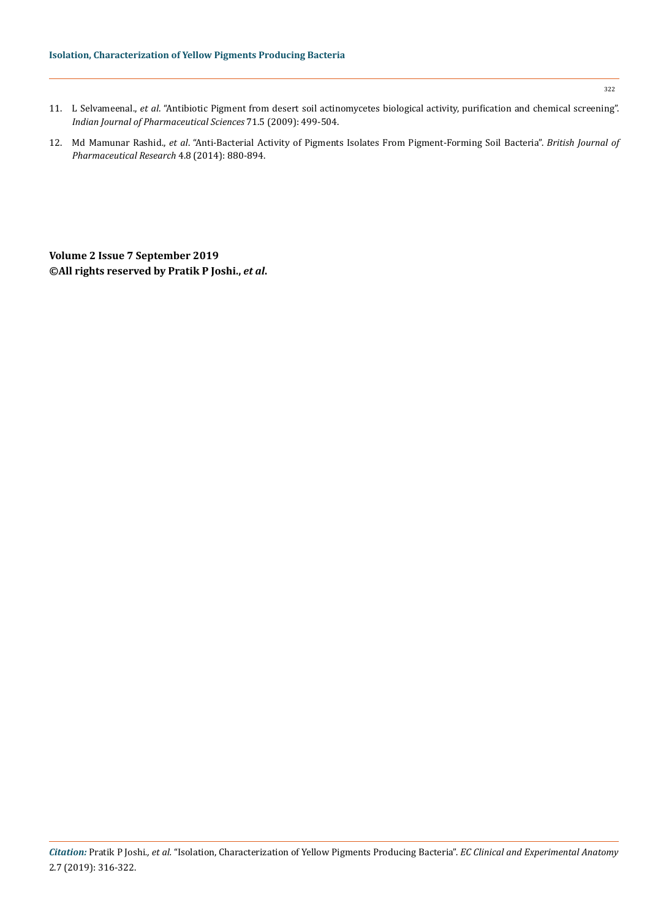11. L Selvameenal., *et al*. "Antibiotic Pigment from desert soil actinomycetes biological activity, purification and chemical screening". *Indian Journal of Pharmaceutical Sciences* 71.5 (2009): 499-504.

12. Md Mamunar Rashid., *et al*. "Anti-Bacterial Activity of Pigments Isolates From Pigment-Forming Soil Bacteria". *British Journal of Pharmaceutical Research* 4.8 (2014): 880-894.

**Volume 2 Issue 7 September 2019**
**©All rights reserved by Pratik P Joshi., *et al*.**